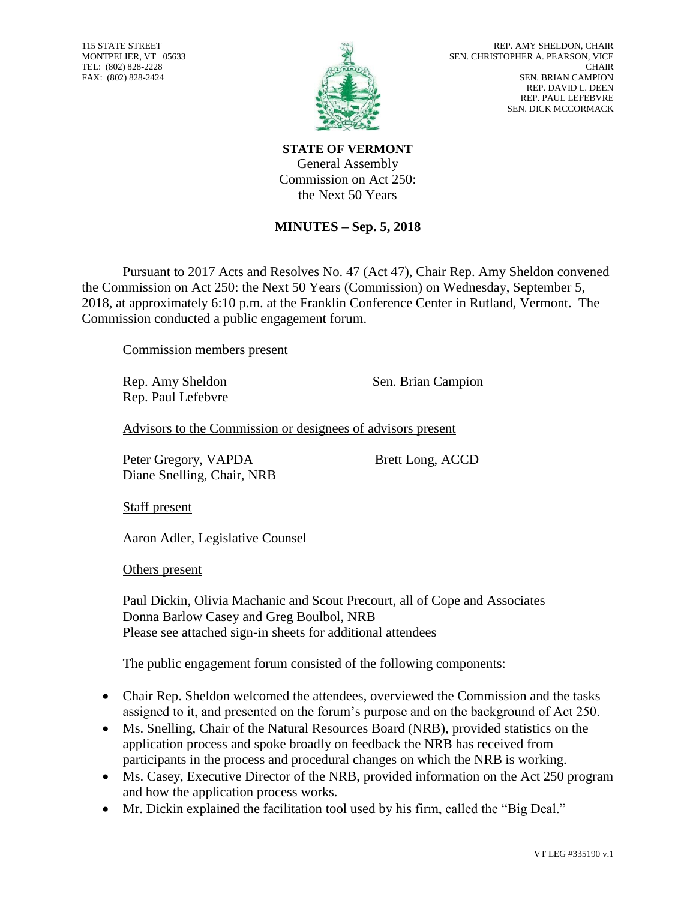115 STATE STREET
MONTPELIER, VT 05633
TEL: (802) 828-2228
FAX: (802) 828-2424

REP. AMY SHELDON, CHAIR
SEN. CHRISTOPHER A. PEARSON, VICE CHAIR
SEN. BRIAN CAMPION
REP. DAVID L. DEEN
REP. PAUL LEFEBVRE
SEN. DICK MCCORMACK

**STATE OF VERMONT**
General Assembly
Commission on Act 250:
the Next 50 Years

## MINUTES – Sep. 5, 2018

Pursuant to 2017 Acts and Resolves No. 47 (Act 47), Chair Rep. Amy Sheldon convened the Commission on Act 250: the Next 50 Years (Commission) on Wednesday, September 5, 2018, at approximately 6:10 p.m. at the Franklin Conference Center in Rutland, Vermont. The Commission conducted a public engagement forum.

Commission members present

Rep. Amy Sheldon
Sen. Brian Campion
Rep. Paul Lefebvre

Advisors to the Commission or designees of advisors present

Peter Gregory, VAPDA
Brett Long, ACCD
Diane Snelling, Chair, NRB

Staff present

Aaron Adler, Legislative Counsel

Others present

Paul Dickin, Olivia Machanic and Scout Precourt, all of Cope and Associates
Donna Barlow Casey and Greg Boulbol, NRB
Please see attached sign-in sheets for additional attendees

The public engagement forum consisted of the following components:

- Chair Rep. Sheldon welcomed the attendees, overviewed the Commission and the tasks assigned to it, and presented on the forum's purpose and on the background of Act 250.
- Ms. Snelling, Chair of the Natural Resources Board (NRB), provided statistics on the application process and spoke broadly on feedback the NRB has received from participants in the process and procedural changes on which the NRB is working.
- Ms. Casey, Executive Director of the NRB, provided information on the Act 250 program and how the application process works.
- Mr. Dickin explained the facilitation tool used by his firm, called the "Big Deal."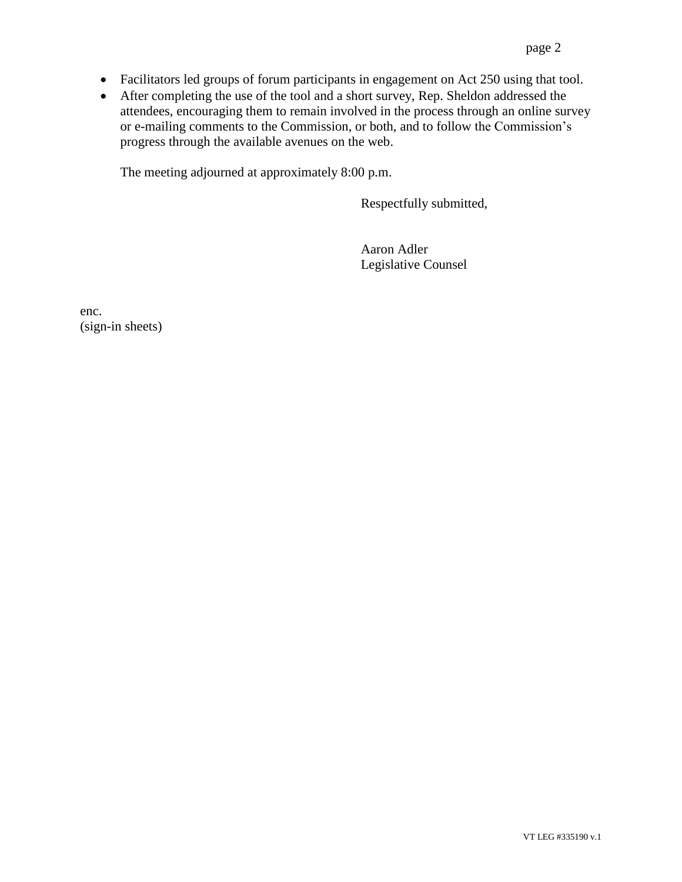- Facilitators led groups of forum participants in engagement on Act 250 using that tool.
- After completing the use of the tool and a short survey, Rep. Sheldon addressed the attendees, encouraging them to remain involved in the process through an online survey or e-mailing comments to the Commission, or both, and to follow the Commission's progress through the available avenues on the web.

The meeting adjourned at approximately 8:00 p.m.

Respectfully submitted,

Aaron Adler
Legislative Counsel

enc.
(sign-in sheets)

VT LEG #335190 v.1